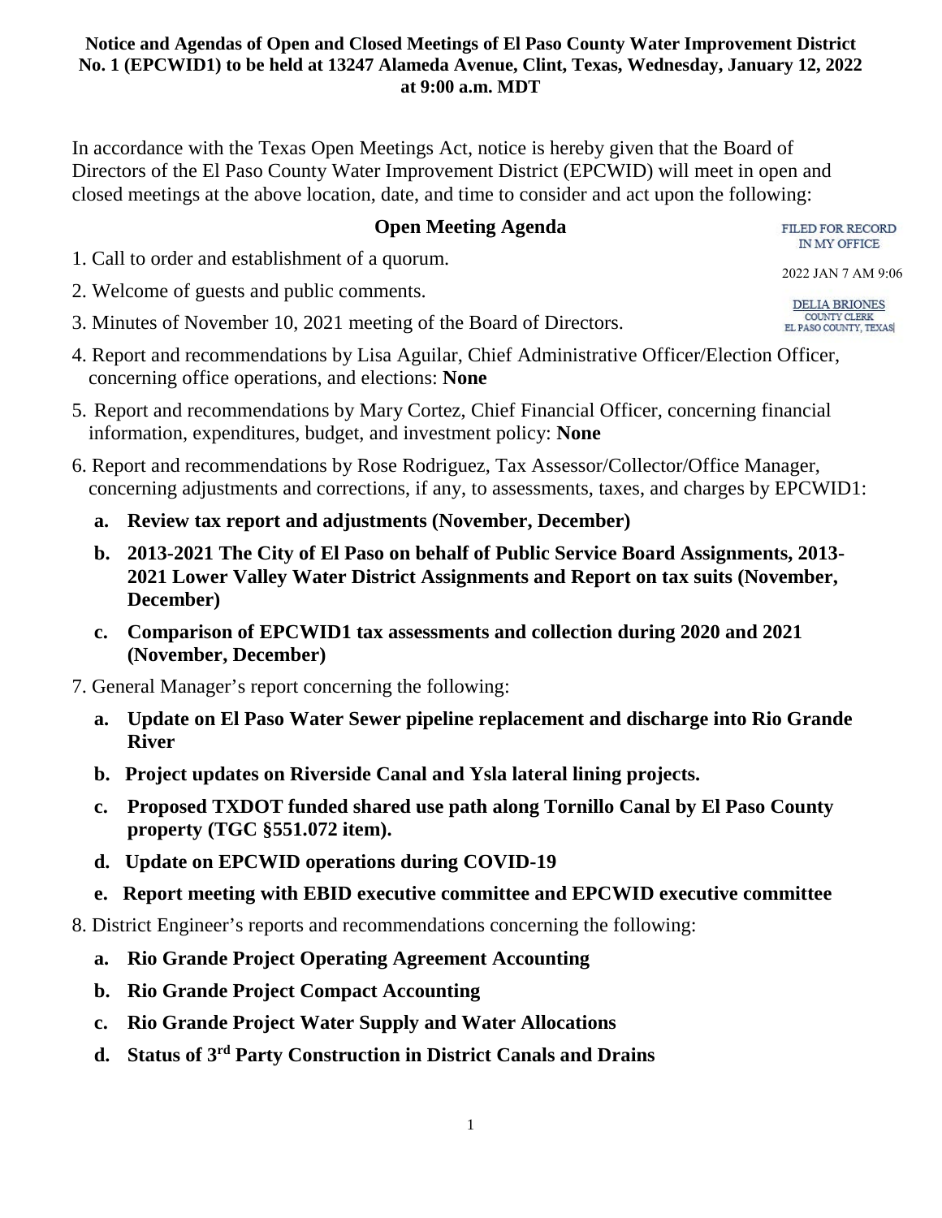**Notice and Agendas of Open and Closed Meetings of El Paso County Water Improvement District No. 1 (EPCWID1) to be held at 13247 Alameda Avenue, Clint, Texas, Wednesday, January 12, 2022 at 9:00 a.m. MDT**

In accordance with the Texas Open Meetings Act, notice is hereby given that the Board of Directors of the El Paso County Water Improvement District (EPCWID) will meet in open and closed meetings at the above location, date, and time to consider and act upon the following:

FILED FOR RECORD
IN MY OFFICE

2022 JAN 7 AM 9:06

DELIA BRIONES
COUNTY CLERK
EL PASO COUNTY, TEXAS

## Open Meeting Agenda

1. Call to order and establishment of a quorum.
2. Welcome of guests and public comments.
3. Minutes of November 10, 2021 meeting of the Board of Directors.
4. Report and recommendations by Lisa Aguilar, Chief Administrative Officer/Election Officer, concerning office operations, and elections: **None**
5. Report and recommendations by Mary Cortez, Chief Financial Officer, concerning financial information, expenditures, budget, and investment policy: **None**
6. Report and recommendations by Rose Rodriguez, Tax Assessor/Collector/Office Manager, concerning adjustments and corrections, if any, to assessments, taxes, and charges by EPCWID1:
   - **a. Review tax report and adjustments (November, December)**
   - **b. 2013-2021 The City of El Paso on behalf of Public Service Board Assignments, 2013-2021 Lower Valley Water District Assignments and Report on tax suits (November, December)**
   - **c. Comparison of EPCWID1 tax assessments and collection during 2020 and 2021 (November, December)**
7. General Manager's report concerning the following:
   - **a. Update on El Paso Water Sewer pipeline replacement and discharge into Rio Grande River**
   - **b. Project updates on Riverside Canal and Ysla lateral lining projects.**
   - **c. Proposed TXDOT funded shared use path along Tornillo Canal by El Paso County property (TGC §551.072 item).**
   - **d. Update on EPCWID operations during COVID-19**
   - **e. Report meeting with EBID executive committee and EPCWID executive committee**
8. District Engineer's reports and recommendations concerning the following:
   - **a. Rio Grande Project Operating Agreement Accounting**
   - **b. Rio Grande Project Compact Accounting**
   - **c. Rio Grande Project Water Supply and Water Allocations**
   - **d. Status of 3rd Party Construction in District Canals and Drains**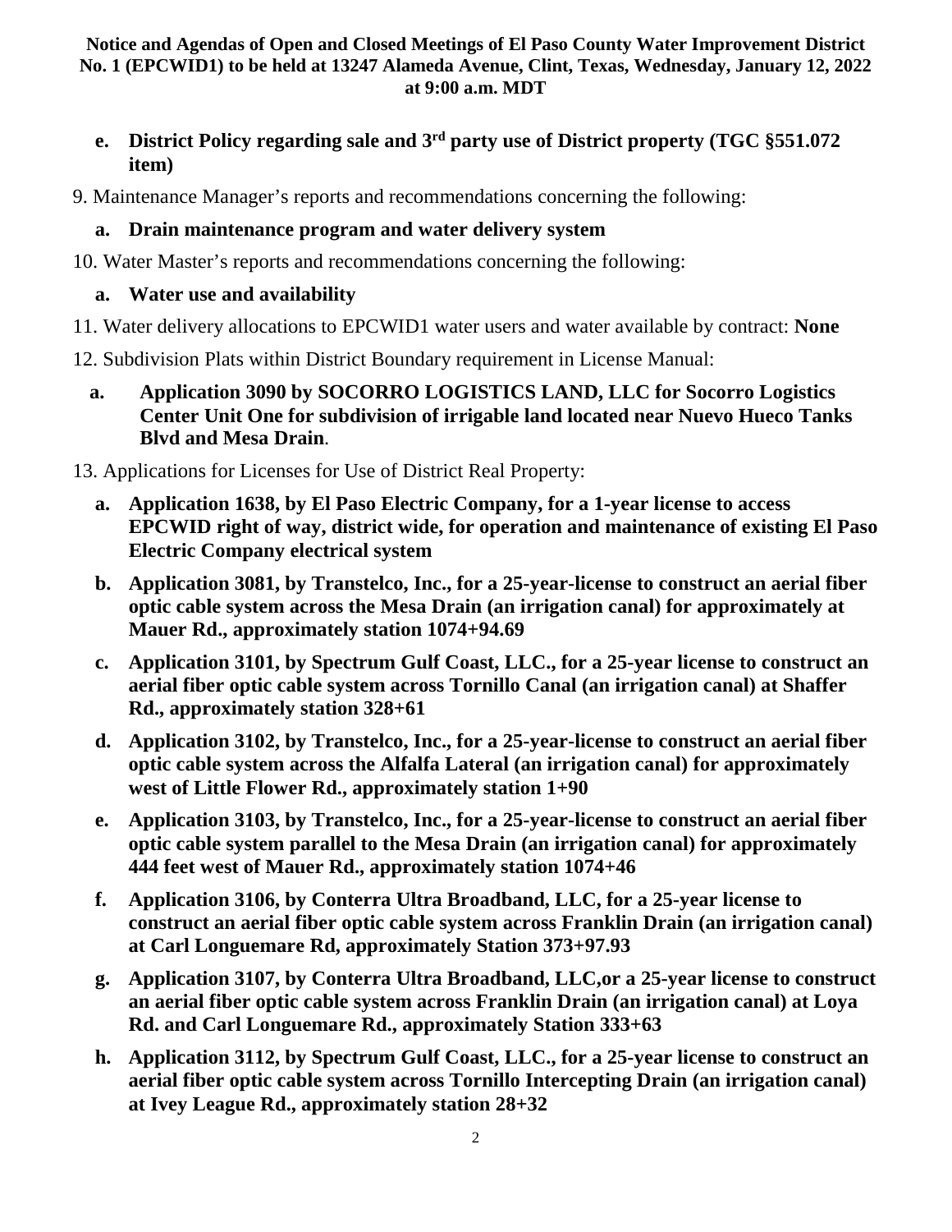**Notice and Agendas of Open and Closed Meetings of El Paso County Water Improvement District No. 1 (EPCWID1) to be held at 13247 Alameda Avenue, Clint, Texas, Wednesday, January 12, 2022 at 9:00 a.m. MDT**

- **e. District Policy regarding sale and 3rd party use of District property (TGC §551.072 item)**

9. Maintenance Manager's reports and recommendations concerning the following:

- **a. Drain maintenance program and water delivery system**

10. Water Master's reports and recommendations concerning the following:

- **a. Water use and availability**

11. Water delivery allocations to EPCWID1 water users and water available by contract: **None**

12. Subdivision Plats within District Boundary requirement in License Manual:

- **a. Application 3090 by SOCORRO LOGISTICS LAND, LLC for Socorro Logistics Center Unit One for subdivision of irrigable land located near Nuevo Hueco Tanks Blvd and Mesa Drain**.

13. Applications for Licenses for Use of District Real Property:

- **a. Application 1638, by El Paso Electric Company, for a 1-year license to access EPCWID right of way, district wide, for operation and maintenance of existing El Paso Electric Company electrical system**
- **b. Application 3081, by Transtelco, Inc., for a 25-year-license to construct an aerial fiber optic cable system across the Mesa Drain (an irrigation canal) for approximately at Mauer Rd., approximately station 1074+94.69**
- **c. Application 3101, by Spectrum Gulf Coast, LLC., for a 25-year license to construct an aerial fiber optic cable system across Tornillo Canal (an irrigation canal) at Shaffer Rd., approximately station 328+61**
- **d. Application 3102, by Transtelco, Inc., for a 25-year-license to construct an aerial fiber optic cable system across the Alfalfa Lateral (an irrigation canal) for approximately west of Little Flower Rd., approximately station 1+90**
- **e. Application 3103, by Transtelco, Inc., for a 25-year-license to construct an aerial fiber optic cable system parallel to the Mesa Drain (an irrigation canal) for approximately 444 feet west of Mauer Rd., approximately station 1074+46**
- **f. Application 3106, by Conterra Ultra Broadband, LLC, for a 25-year license to construct an aerial fiber optic cable system across Franklin Drain (an irrigation canal) at Carl Longuemare Rd, approximately Station 373+97.93**
- **g. Application 3107, by Conterra Ultra Broadband, LLC,or a 25-year license to construct an aerial fiber optic cable system across Franklin Drain (an irrigation canal) at Loya Rd. and Carl Longuemare Rd., approximately Station 333+63**
- **h. Application 3112, by Spectrum Gulf Coast, LLC., for a 25-year license to construct an aerial fiber optic cable system across Tornillo Intercepting Drain (an irrigation canal) at Ivey League Rd., approximately station 28+32**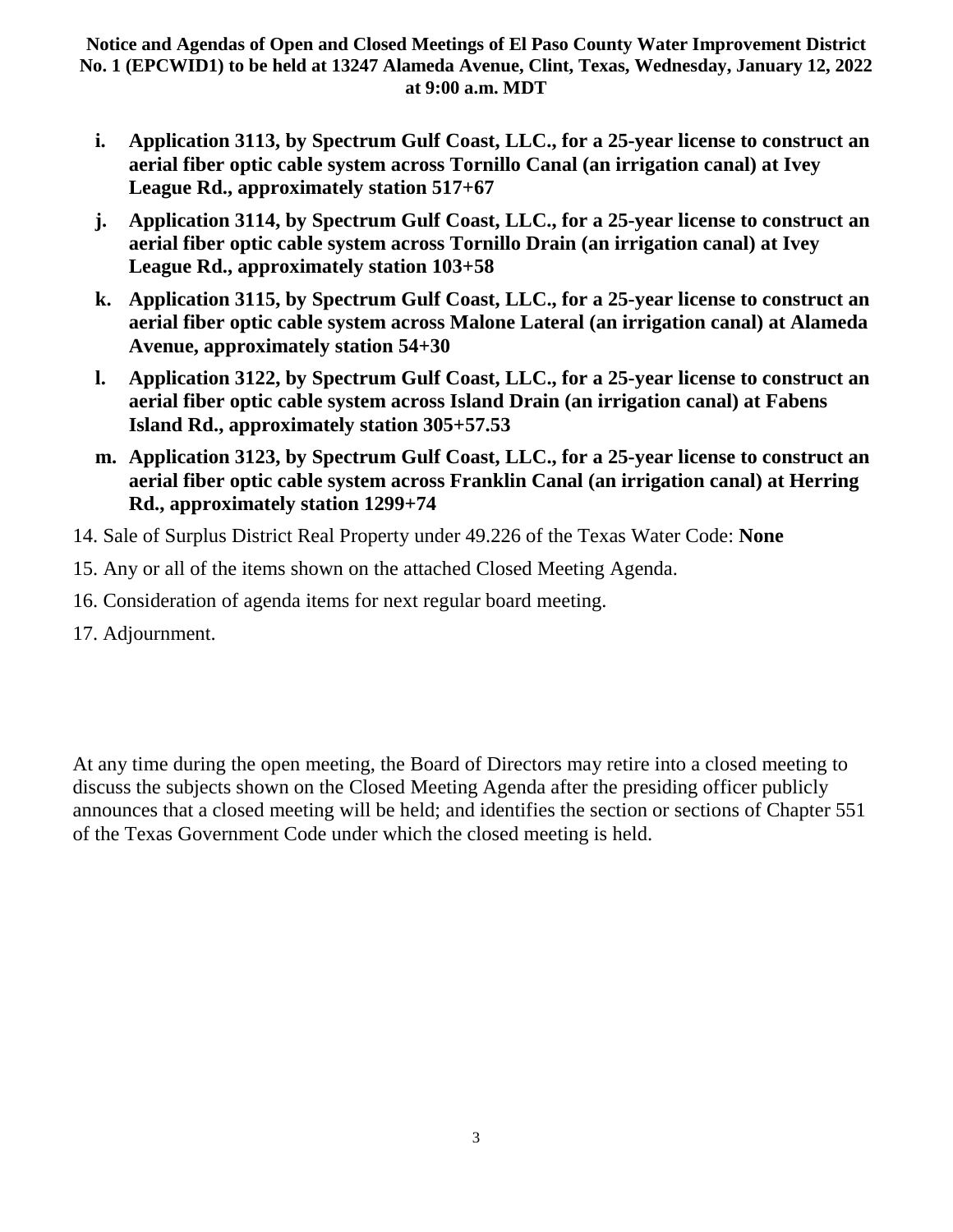- **i. Application 3113, by Spectrum Gulf Coast, LLC., for a 25-year license to construct an aerial fiber optic cable system across Tornillo Canal (an irrigation canal) at Ivey League Rd., approximately station 517+67**
- **j. Application 3114, by Spectrum Gulf Coast, LLC., for a 25-year license to construct an aerial fiber optic cable system across Tornillo Drain (an irrigation canal) at Ivey League Rd., approximately station 103+58**
- **k. Application 3115, by Spectrum Gulf Coast, LLC., for a 25-year license to construct an aerial fiber optic cable system across Malone Lateral (an irrigation canal) at Alameda Avenue, approximately station 54+30**
- **l. Application 3122, by Spectrum Gulf Coast, LLC., for a 25-year license to construct an aerial fiber optic cable system across Island Drain (an irrigation canal) at Fabens Island Rd., approximately station 305+57.53**
- **m. Application 3123, by Spectrum Gulf Coast, LLC., for a 25-year license to construct an aerial fiber optic cable system across Franklin Canal (an irrigation canal) at Herring Rd., approximately station 1299+74**

14. Sale of Surplus District Real Property under 49.226 of the Texas Water Code: **None**
15. Any or all of the items shown on the attached Closed Meeting Agenda.
16. Consideration of agenda items for next regular board meeting.
17. Adjournment.

At any time during the open meeting, the Board of Directors may retire into a closed meeting to discuss the subjects shown on the Closed Meeting Agenda after the presiding officer publicly announces that a closed meeting will be held; and identifies the section or sections of Chapter 551 of the Texas Government Code under which the closed meeting is held.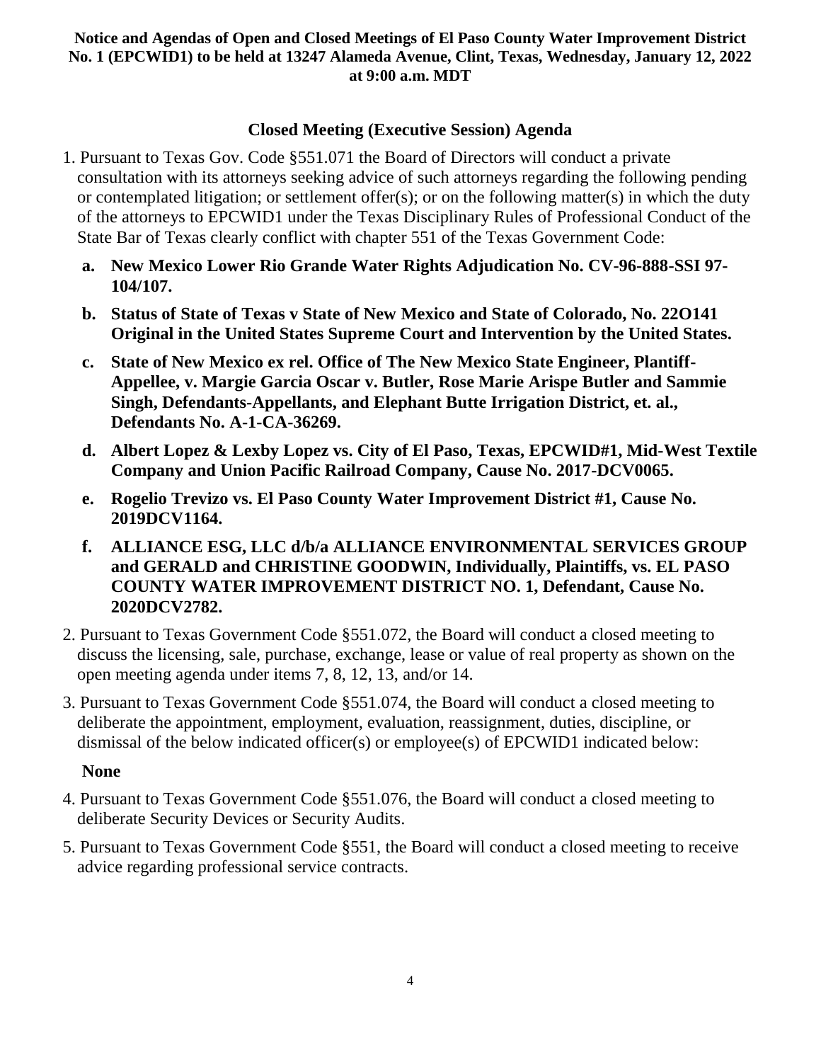**Notice and Agendas of Open and Closed Meetings of El Paso County Water Improvement District No. 1 (EPCWID1) to be held at 13247 Alameda Avenue, Clint, Texas, Wednesday, January 12, 2022 at 9:00 a.m. MDT**

## Closed Meeting (Executive Session) Agenda

1. Pursuant to Texas Gov. Code §551.071 the Board of Directors will conduct a private consultation with its attorneys seeking advice of such attorneys regarding the following pending or contemplated litigation; or settlement offer(s); or on the following matter(s) in which the duty of the attorneys to EPCWID1 under the Texas Disciplinary Rules of Professional Conduct of the State Bar of Texas clearly conflict with chapter 551 of the Texas Government Code:

   a. **New Mexico Lower Rio Grande Water Rights Adjudication No. CV-96-888-SSI 97-104/107.**

   b. **Status of State of Texas v State of New Mexico and State of Colorado, No. 22O141 Original in the United States Supreme Court and Intervention by the United States.**

   c. **State of New Mexico ex rel. Office of The New Mexico State Engineer, Plantiff-Appellee, v. Margie Garcia Oscar v. Butler, Rose Marie Arispe Butler and Sammie Singh, Defendants-Appellants, and Elephant Butte Irrigation District, et. al., Defendants No. A-1-CA-36269.**

   d. **Albert Lopez & Lexby Lopez vs. City of El Paso, Texas, EPCWID#1, Mid-West Textile Company and Union Pacific Railroad Company, Cause No. 2017-DCV0065.**

   e. **Rogelio Trevizo vs. El Paso County Water Improvement District #1, Cause No. 2019DCV1164.**

   f. **ALLIANCE ESG, LLC d/b/a ALLIANCE ENVIRONMENTAL SERVICES GROUP and GERALD and CHRISTINE GOODWIN, Individually, Plaintiffs, vs. EL PASO COUNTY WATER IMPROVEMENT DISTRICT NO. 1, Defendant, Cause No. 2020DCV2782.**

2. Pursuant to Texas Government Code §551.072, the Board will conduct a closed meeting to discuss the licensing, sale, purchase, exchange, lease or value of real property as shown on the open meeting agenda under items 7, 8, 12, 13, and/or 14.

3. Pursuant to Texas Government Code §551.074, the Board will conduct a closed meeting to deliberate the appointment, employment, evaluation, reassignment, duties, discipline, or dismissal of the below indicated officer(s) or employee(s) of EPCWID1 indicated below:

   **None**

4. Pursuant to Texas Government Code §551.076, the Board will conduct a closed meeting to deliberate Security Devices or Security Audits.

5. Pursuant to Texas Government Code §551, the Board will conduct a closed meeting to receive advice regarding professional service contracts.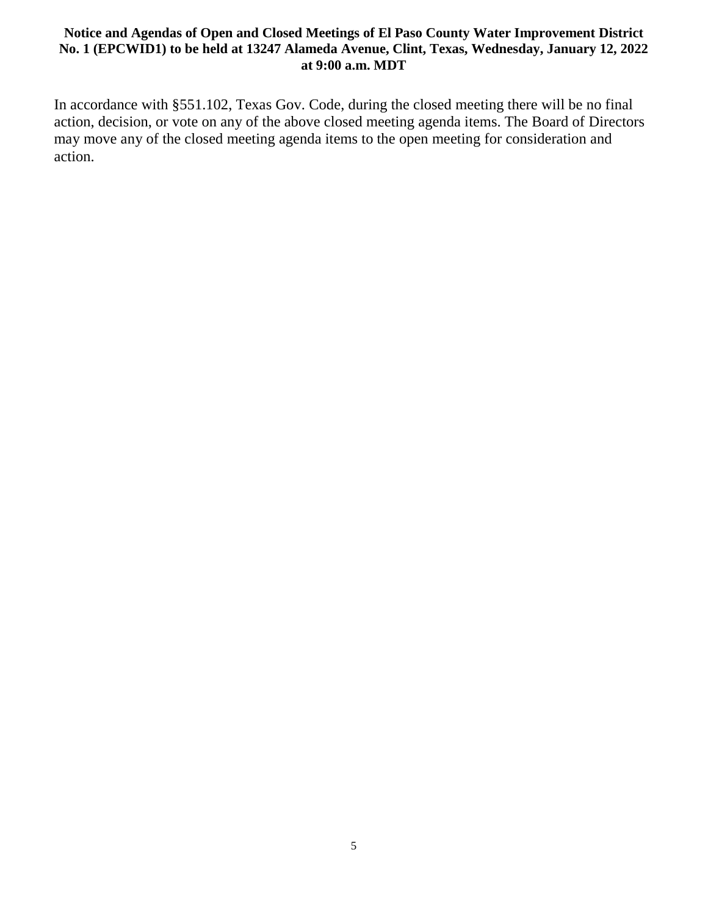In accordance with §551.102, Texas Gov. Code, during the closed meeting there will be no final action, decision, or vote on any of the above closed meeting agenda items. The Board of Directors may move any of the closed meeting agenda items to the open meeting for consideration and action.